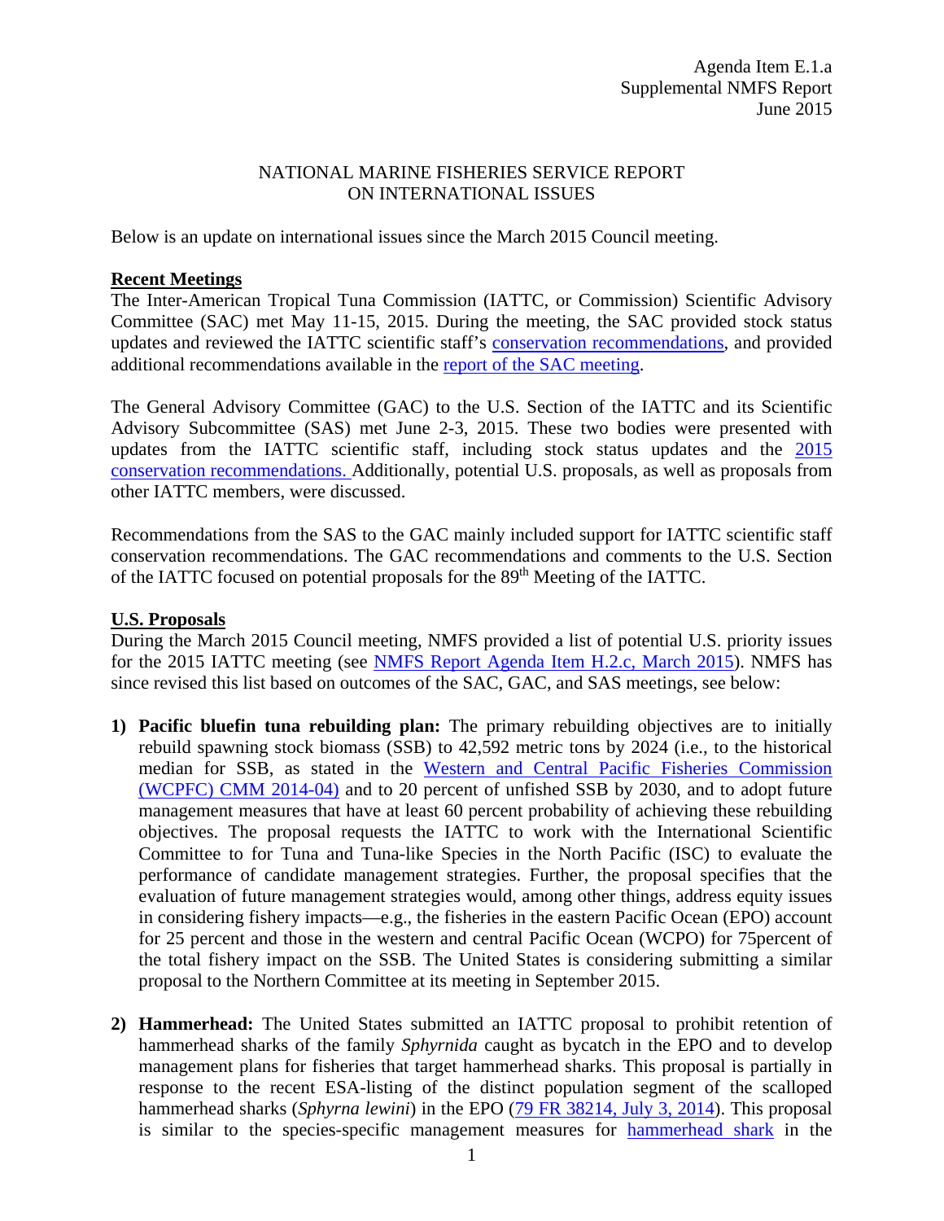Agenda Item E.1.a
Supplemental NMFS Report
June 2015

NATIONAL MARINE FISHERIES SERVICE REPORT
ON INTERNATIONAL ISSUES

Below is an update on international issues since the March 2015 Council meeting.

**Recent Meetings**

The Inter-American Tropical Tuna Commission (IATTC, or Commission) Scientific Advisory Committee (SAC) met May 11-15, 2015. During the meeting, the SAC provided stock status updates and reviewed the IATTC scientific staff's conservation recommendations, and provided additional recommendations available in the report of the SAC meeting.

The General Advisory Committee (GAC) to the U.S. Section of the IATTC and its Scientific Advisory Subcommittee (SAS) met June 2-3, 2015. These two bodies were presented with updates from the IATTC scientific staff, including stock status updates and the 2015 conservation recommendations. Additionally, potential U.S. proposals, as well as proposals from other IATTC members, were discussed.

Recommendations from the SAS to the GAC mainly included support for IATTC scientific staff conservation recommendations. The GAC recommendations and comments to the U.S. Section of the IATTC focused on potential proposals for the 89th Meeting of the IATTC.

**U.S. Proposals**

During the March 2015 Council meeting, NMFS provided a list of potential U.S. priority issues for the 2015 IATTC meeting (see NMFS Report Agenda Item H.2.c, March 2015). NMFS has since revised this list based on outcomes of the SAC, GAC, and SAS meetings, see below:

1) **Pacific bluefin tuna rebuilding plan:** The primary rebuilding objectives are to initially rebuild spawning stock biomass (SSB) to 42,592 metric tons by 2024 (i.e., to the historical median for SSB, as stated in the Western and Central Pacific Fisheries Commission (WCPFC) CMM 2014-04) and to 20 percent of unfished SSB by 2030, and to adopt future management measures that have at least 60 percent probability of achieving these rebuilding objectives. The proposal requests the IATTC to work with the International Scientific Committee to for Tuna and Tuna-like Species in the North Pacific (ISC) to evaluate the performance of candidate management strategies. Further, the proposal specifies that the evaluation of future management strategies would, among other things, address equity issues in considering fishery impacts—e.g., the fisheries in the eastern Pacific Ocean (EPO) account for 25 percent and those in the western and central Pacific Ocean (WCPO) for 75percent of the total fishery impact on the SSB. The United States is considering submitting a similar proposal to the Northern Committee at its meeting in September 2015.

2) **Hammerhead:** The United States submitted an IATTC proposal to prohibit retention of hammerhead sharks of the family *Sphyrnida* caught as bycatch in the EPO and to develop management plans for fisheries that target hammerhead sharks. This proposal is partially in response to the recent ESA-listing of the distinct population segment of the scalloped hammerhead sharks (*Sphyrna lewini*) in the EPO (79 FR 38214, July 3, 2014). This proposal is similar to the species-specific management measures for hammerhead shark in the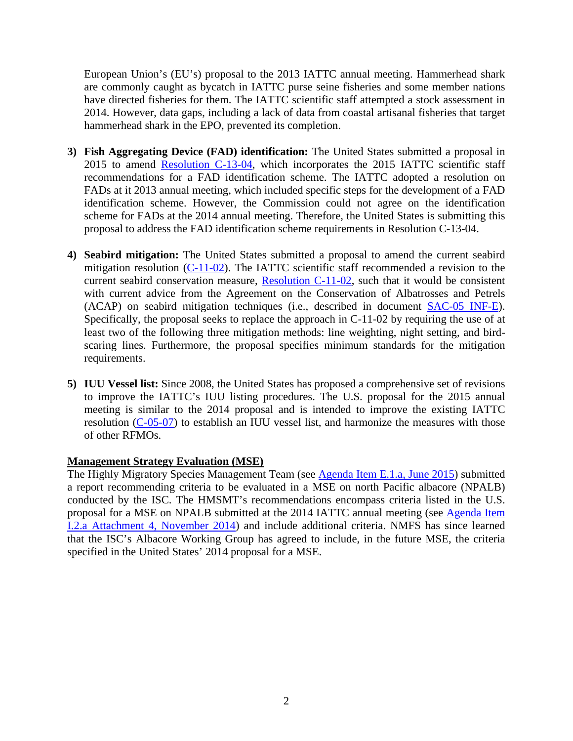European Union's (EU's) proposal to the 2013 IATTC annual meeting. Hammerhead shark are commonly caught as bycatch in IATTC purse seine fisheries and some member nations have directed fisheries for them. The IATTC scientific staff attempted a stock assessment in 2014. However, data gaps, including a lack of data from coastal artisanal fisheries that target hammerhead shark in the EPO, prevented its completion.

3) **Fish Aggregating Device (FAD) identification:** The United States submitted a proposal in 2015 to amend Resolution C-13-04, which incorporates the 2015 IATTC scientific staff recommendations for a FAD identification scheme. The IATTC adopted a resolution on FADs at it 2013 annual meeting, which included specific steps for the development of a FAD identification scheme. However, the Commission could not agree on the identification scheme for FADs at the 2014 annual meeting. Therefore, the United States is submitting this proposal to address the FAD identification scheme requirements in Resolution C-13-04.

4) **Seabird mitigation:** The United States submitted a proposal to amend the current seabird mitigation resolution (C-11-02). The IATTC scientific staff recommended a revision to the current seabird conservation measure, Resolution C-11-02, such that it would be consistent with current advice from the Agreement on the Conservation of Albatrosses and Petrels (ACAP) on seabird mitigation techniques (i.e., described in document SAC-05 INF-E). Specifically, the proposal seeks to replace the approach in C-11-02 by requiring the use of at least two of the following three mitigation methods: line weighting, night setting, and bird-scaring lines. Furthermore, the proposal specifies minimum standards for the mitigation requirements.

5) **IUU Vessel list:** Since 2008, the United States has proposed a comprehensive set of revisions to improve the IATTC's IUU listing procedures. The U.S. proposal for the 2015 annual meeting is similar to the 2014 proposal and is intended to improve the existing IATTC resolution (C-05-07) to establish an IUU vessel list, and harmonize the measures with those of other RFMOs.

**Management Strategy Evaluation (MSE)**

The Highly Migratory Species Management Team (see Agenda Item E.1.a, June 2015) submitted a report recommending criteria to be evaluated in a MSE on north Pacific albacore (NPALB) conducted by the ISC. The HMSMT's recommendations encompass criteria listed in the U.S. proposal for a MSE on NPALB submitted at the 2014 IATTC annual meeting (see Agenda Item I.2.a Attachment 4, November 2014) and include additional criteria. NMFS has since learned that the ISC's Albacore Working Group has agreed to include, in the future MSE, the criteria specified in the United States' 2014 proposal for a MSE.